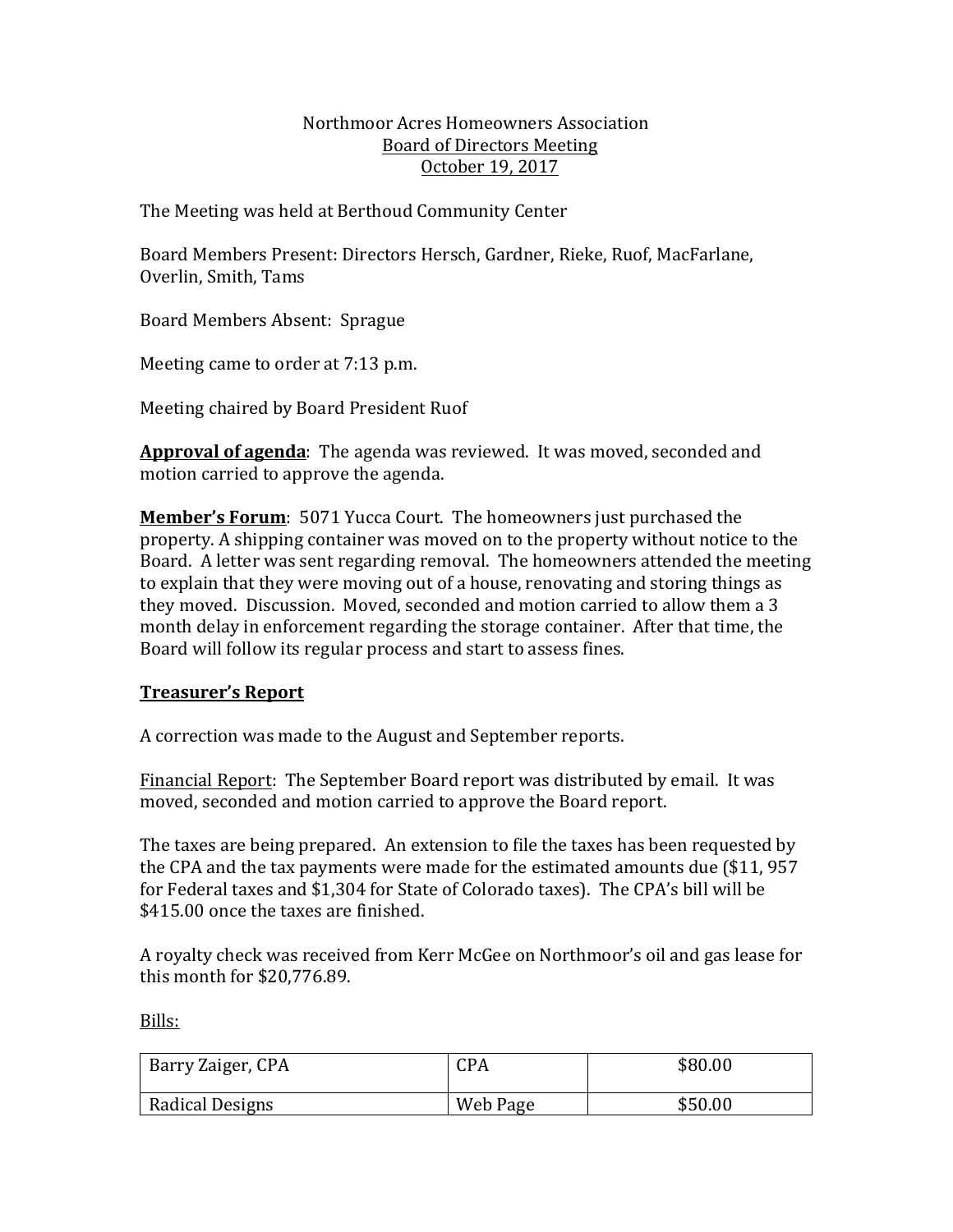Northmoor Acres Homeowners Association
Board of Directors Meeting
October 19, 2017

The Meeting was held at Berthoud Community Center

Board Members Present: Directors Hersch, Gardner, Rieke, Ruof, MacFarlane, Overlin, Smith, Tams

Board Members Absent: Sprague

Meeting came to order at 7:13 p.m.

Meeting chaired by Board President Ruof

**Approval of agenda**: The agenda was reviewed. It was moved, seconded and motion carried to approve the agenda.

**Member's Forum**: 5071 Yucca Court. The homeowners just purchased the property. A shipping container was moved on to the property without notice to the Board. A letter was sent regarding removal. The homeowners attended the meeting to explain that they were moving out of a house, renovating and storing things as they moved. Discussion. Moved, seconded and motion carried to allow them a 3 month delay in enforcement regarding the storage container. After that time, the Board will follow its regular process and start to assess fines.

**Treasurer's Report**

A correction was made to the August and September reports.

Financial Report: The September Board report was distributed by email. It was moved, seconded and motion carried to approve the Board report.

The taxes are being prepared. An extension to file the taxes has been requested by the CPA and the tax payments were made for the estimated amounts due ($11, 957 for Federal taxes and $1,304 for State of Colorado taxes). The CPA's bill will be $415.00 once the taxes are finished.

A royalty check was received from Kerr McGee on Northmoor's oil and gas lease for this month for $20,776.89.

Bills:

| | | |
|---|---|---|
| Barry Zaiger, CPA | CPA | $80.00 |
| Radical Designs | Web Page | $50.00 |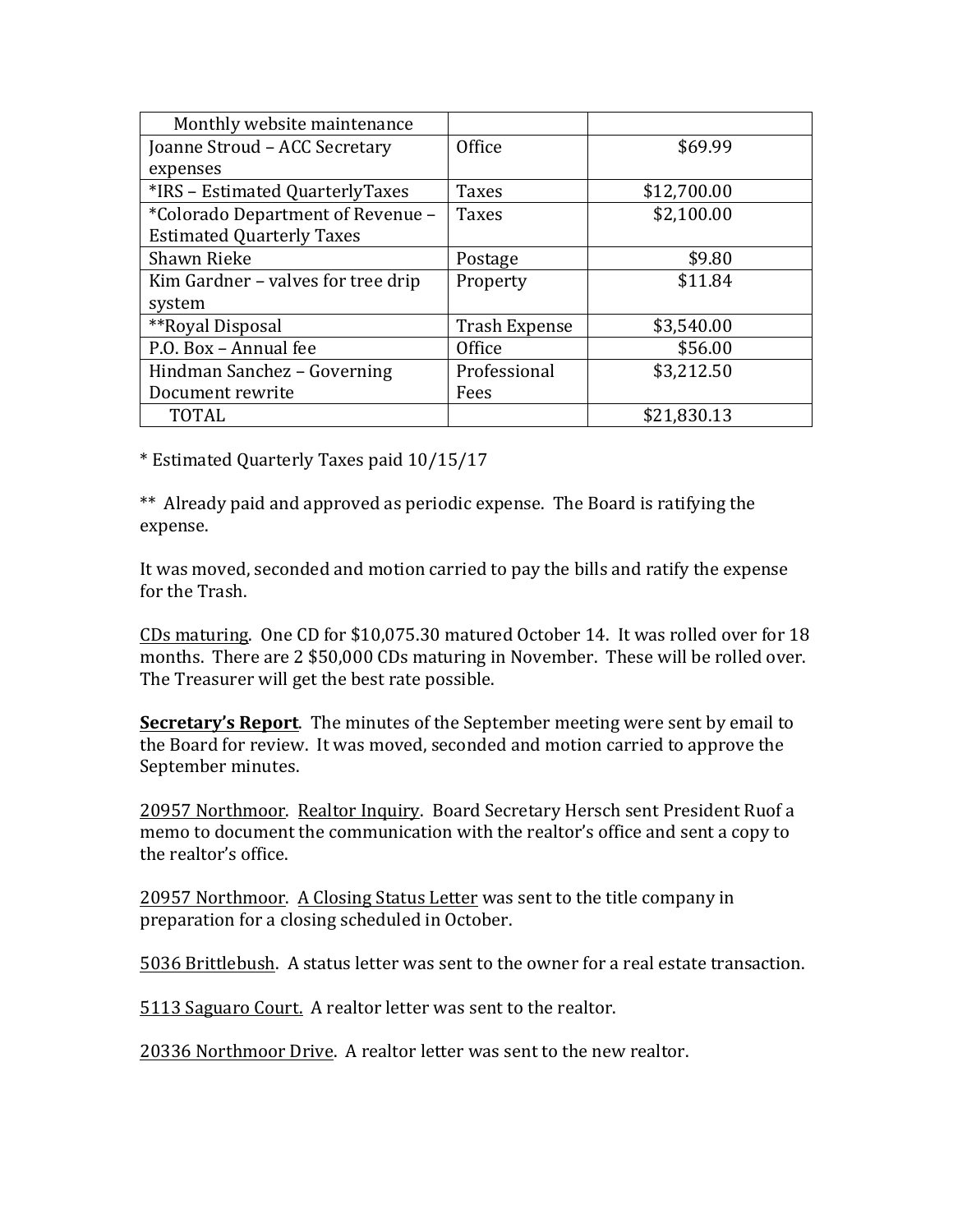| Monthly website maintenance | | |
|---|---|---|
| Joanne Stroud – ACC Secretary expenses | Office | $69.99 |
| *IRS – Estimated QuarterlyTaxes | Taxes | $12,700.00 |
| *Colorado Department of Revenue – Estimated Quarterly Taxes | Taxes | $2,100.00 |
| Shawn Rieke | Postage | $9.80 |
| Kim Gardner – valves for tree drip system | Property | $11.84 |
| **Royal Disposal | Trash Expense | $3,540.00 |
| P.O. Box – Annual fee | Office | $56.00 |
| Hindman Sanchez – Governing Document rewrite | Professional Fees | $3,212.50 |
| TOTAL | | $21,830.13 |

* Estimated Quarterly Taxes paid 10/15/17

** Already paid and approved as periodic expense. The Board is ratifying the expense.

It was moved, seconded and motion carried to pay the bills and ratify the expense for the Trash.

<u>CDs maturing</u>. One CD for $10,075.30 matured October 14. It was rolled over for 18 months. There are 2 $50,000 CDs maturing in November. These will be rolled over. The Treasurer will get the best rate possible.

<u>**Secretary's Report**</u>. The minutes of the September meeting were sent by email to the Board for review. It was moved, seconded and motion carried to approve the September minutes.

<u>20957 Northmoor</u>. <u>Realtor Inquiry</u>. Board Secretary Hersch sent President Ruof a memo to document the communication with the realtor's office and sent a copy to the realtor's office.

<u>20957 Northmoor</u>. <u>A Closing Status Letter</u> was sent to the title company in preparation for a closing scheduled in October.

<u>5036 Brittlebush</u>. A status letter was sent to the owner for a real estate transaction.

<u>5113 Saguaro Court.</u> A realtor letter was sent to the realtor.

<u>20336 Northmoor Drive</u>. A realtor letter was sent to the new realtor.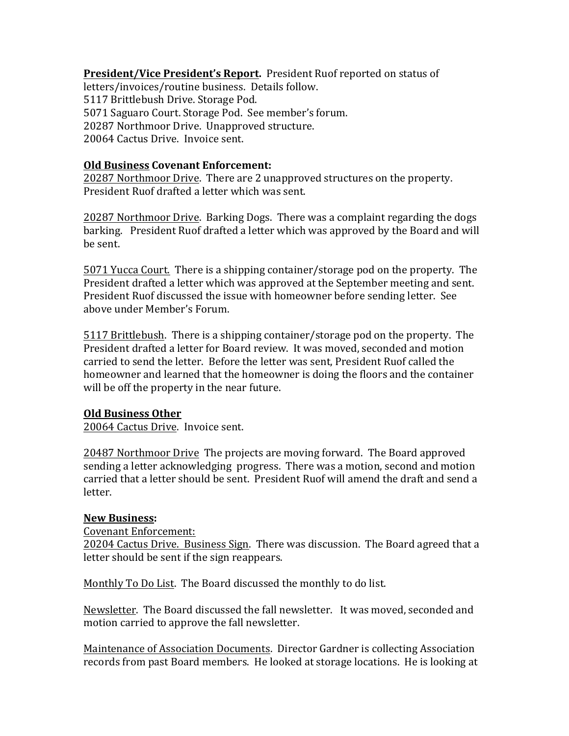**President/Vice President's Report.** President Ruof reported on status of letters/invoices/routine business. Details follow.
5117 Brittlebush Drive. Storage Pod.
5071 Saguaro Court. Storage Pod. See member's forum.
20287 Northmoor Drive. Unapproved structure.
20064 Cactus Drive. Invoice sent.

**Old Business Covenant Enforcement:**
20287 Northmoor Drive. There are 2 unapproved structures on the property. President Ruof drafted a letter which was sent.

20287 Northmoor Drive. Barking Dogs. There was a complaint regarding the dogs barking. President Ruof drafted a letter which was approved by the Board and will be sent.

5071 Yucca Court. There is a shipping container/storage pod on the property. The President drafted a letter which was approved at the September meeting and sent. President Ruof discussed the issue with homeowner before sending letter. See above under Member's Forum.

5117 Brittlebush. There is a shipping container/storage pod on the property. The President drafted a letter for Board review. It was moved, seconded and motion carried to send the letter. Before the letter was sent, President Ruof called the homeowner and learned that the homeowner is doing the floors and the container will be off the property in the near future.

**Old Business Other**
20064 Cactus Drive. Invoice sent.

20487 Northmoor Drive The projects are moving forward. The Board approved sending a letter acknowledging progress. There was a motion, second and motion carried that a letter should be sent. President Ruof will amend the draft and send a letter.

**New Business:**
Covenant Enforcement:
20204 Cactus Drive. Business Sign. There was discussion. The Board agreed that a letter should be sent if the sign reappears.

Monthly To Do List. The Board discussed the monthly to do list.

Newsletter. The Board discussed the fall newsletter. It was moved, seconded and motion carried to approve the fall newsletter.

Maintenance of Association Documents. Director Gardner is collecting Association records from past Board members. He looked at storage locations. He is looking at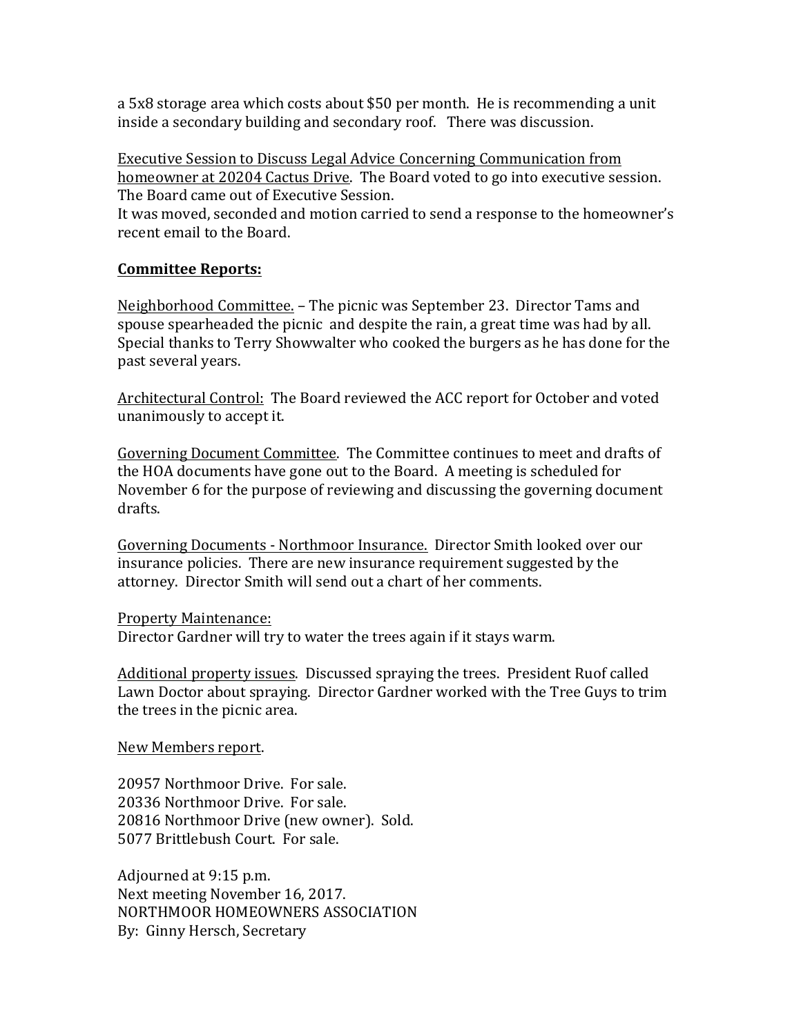a 5x8 storage area which costs about $50 per month. He is recommending a unit inside a secondary building and secondary roof. There was discussion.

<u>Executive Session to Discuss Legal Advice Concerning Communication from homeowner at 20204 Cactus Drive</u>. The Board voted to go into executive session. The Board came out of Executive Session.
It was moved, seconded and motion carried to send a response to the homeowner's recent email to the Board.

**<u>Committee Reports:</u>**

<u>Neighborhood Committee.</u> – The picnic was September 23. Director Tams and spouse spearheaded the picnic and despite the rain, a great time was had by all. Special thanks to Terry Showwalter who cooked the burgers as he has done for the past several years.

<u>Architectural Control:</u> The Board reviewed the ACC report for October and voted unanimously to accept it.

<u>Governing Document Committee</u>. The Committee continues to meet and drafts of the HOA documents have gone out to the Board. A meeting is scheduled for November 6 for the purpose of reviewing and discussing the governing document drafts.

<u>Governing Documents - Northmoor Insurance.</u> Director Smith looked over our insurance policies. There are new insurance requirement suggested by the attorney. Director Smith will send out a chart of her comments.

<u>Property Maintenance:</u>
Director Gardner will try to water the trees again if it stays warm.

<u>Additional property issues</u>. Discussed spraying the trees. President Ruof called Lawn Doctor about spraying. Director Gardner worked with the Tree Guys to trim the trees in the picnic area.

<u>New Members report</u>.

20957 Northmoor Drive. For sale.
20336 Northmoor Drive. For sale.
20816 Northmoor Drive (new owner). Sold.
5077 Brittlebush Court. For sale.

Adjourned at 9:15 p.m.
Next meeting November 16, 2017.
NORTHMOOR HOMEOWNERS ASSOCIATION
By: Ginny Hersch, Secretary